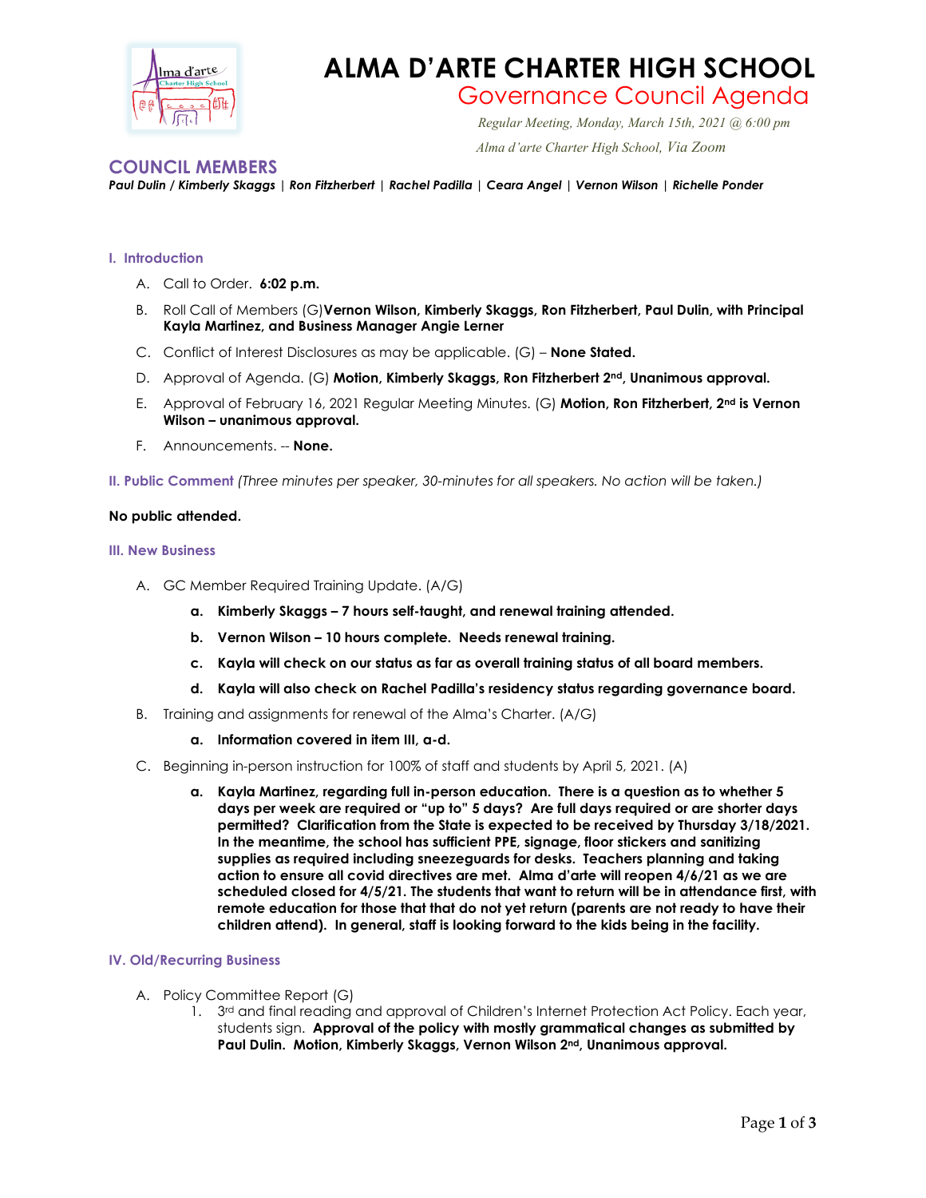# ALMA D'ARTE CHARTER HIGH SCHOOL

## Governance Council Agenda

*Regular Meeting, Monday, March 15th, 2021 @ 6:00 pm*

*Alma d'arte Charter High School, Via Zoom*

## COUNCIL MEMBERS

***Paul Dulin / Kimberly Skaggs | Ron Fitzherbert | Rachel Padilla | Ceara Angel | Vernon Wilson | Richelle Ponder***

### I. Introduction

A. Call to Order. **6:02 p.m.**

B. Roll Call of Members (G)**Vernon Wilson, Kimberly Skaggs, Ron Fitzherbert, Paul Dulin, with Principal Kayla Martinez, and Business Manager Angie Lerner**

C. Conflict of Interest Disclosures as may be applicable. (G) – **None Stated.**

D. Approval of Agenda. (G) **Motion, Kimberly Skaggs, Ron Fitzherbert 2nd, Unanimous approval.**

E. Approval of February 16, 2021 Regular Meeting Minutes. (G) **Motion, Ron Fitzherbert, 2nd is Vernon Wilson – unanimous approval.**

F. Announcements. -- **None.**

**II. Public Comment** *(Three minutes per speaker, 30-minutes for all speakers. No action will be taken.)*

**No public attended.**

### III. New Business

A. GC Member Required Training Update. (A/G)

a. **Kimberly Skaggs – 7 hours self-taught, and renewal training attended.**

b. **Vernon Wilson – 10 hours complete. Needs renewal training.**

c. **Kayla will check on our status as far as overall training status of all board members.**

d. **Kayla will also check on Rachel Padilla's residency status regarding governance board.**

B. Training and assignments for renewal of the Alma's Charter. (A/G)

a. **Information covered in item III, a-d.**

C. Beginning in-person instruction for 100% of staff and students by April 5, 2021. (A)

a. **Kayla Martinez, regarding full in-person education. There is a question as to whether 5 days per week are required or "up to" 5 days? Are full days required or are shorter days permitted? Clarification from the State is expected to be received by Thursday 3/18/2021. In the meantime, the school has sufficient PPE, signage, floor stickers and sanitizing supplies as required including sneezeguards for desks. Teachers planning and taking action to ensure all covid directives are met. Alma d'arte will reopen 4/6/21 as we are scheduled closed for 4/5/21. The students that want to return will be in attendance first, with remote education for those that that do not yet return (parents are not ready to have their children attend). In general, staff is looking forward to the kids being in the facility.**

### IV. Old/Recurring Business

A. Policy Committee Report (G)

1. 3rd and final reading and approval of Children's Internet Protection Act Policy. Each year, students sign. **Approval of the policy with mostly grammatical changes as submitted by Paul Dulin. Motion, Kimberly Skaggs, Vernon Wilson 2nd, Unanimous approval.**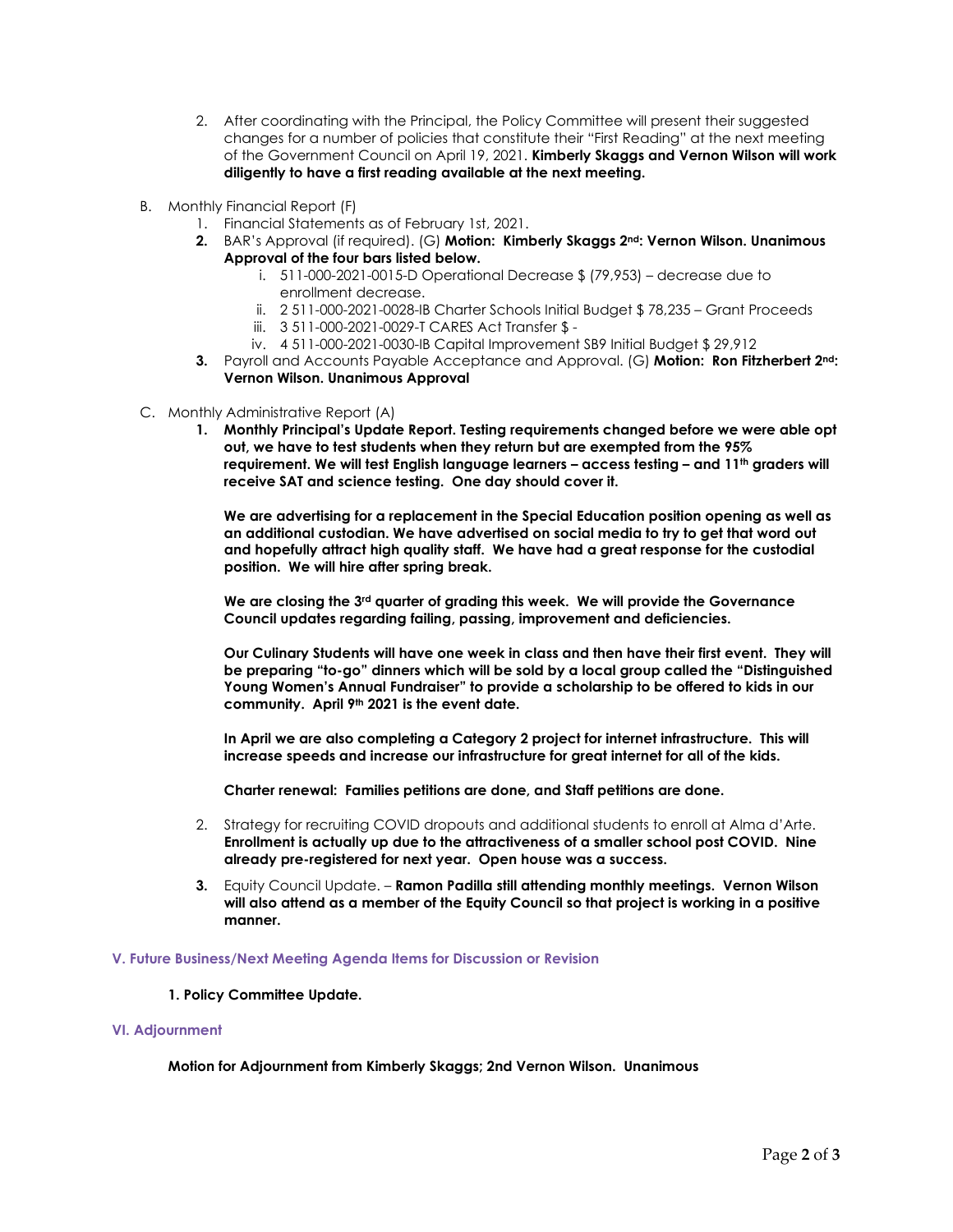2. After coordinating with the Principal, the Policy Committee will present their suggested changes for a number of policies that constitute their "First Reading" at the next meeting of the Government Council on April 19, 2021. **Kimberly Skaggs and Vernon Wilson will work diligently to have a first reading available at the next meeting.**

B. Monthly Financial Report (F)

1. Financial Statements as of February 1st, 2021.
2. BAR's Approval (if required). (G) **Motion: Kimberly Skaggs 2nd: Vernon Wilson. Unanimous Approval of the four bars listed below.**
   i. 511-000-2021-0015-D Operational Decrease $ (79,953) – decrease due to enrollment decrease.
   ii. 2 511-000-2021-0028-IB Charter Schools Initial Budget $ 78,235 – Grant Proceeds
   iii. 3 511-000-2021-0029-T CARES Act Transfer $ -
   iv. 4 511-000-2021-0030-IB Capital Improvement SB9 Initial Budget $ 29,912
3. Payroll and Accounts Payable Acceptance and Approval. (G) **Motion: Ron Fitzherbert 2nd: Vernon Wilson. Unanimous Approval**

C. Monthly Administrative Report (A)

1. **Monthly Principal's Update Report. Testing requirements changed before we were able opt out, we have to test students when they return but are exempted from the 95% requirement. We will test English language learners – access testing – and 11th graders will receive SAT and science testing. One day should cover it.**

   **We are advertising for a replacement in the Special Education position opening as well as an additional custodian. We have advertised on social media to try to get that word out and hopefully attract high quality staff. We have had a great response for the custodial position. We will hire after spring break.**

   **We are closing the 3rd quarter of grading this week. We will provide the Governance Council updates regarding failing, passing, improvement and deficiencies.**

   **Our Culinary Students will have one week in class and then have their first event. They will be preparing "to-go" dinners which will be sold by a local group called the "Distinguished Young Women's Annual Fundraiser" to provide a scholarship to be offered to kids in our community. April 9th 2021 is the event date.**

   **In April we are also completing a Category 2 project for internet infrastructure. This will increase speeds and increase our infrastructure for great internet for all of the kids.**

   **Charter renewal: Families petitions are done, and Staff petitions are done.**

2. Strategy for recruiting COVID dropouts and additional students to enroll at Alma d'Arte. **Enrollment is actually up due to the attractiveness of a smaller school post COVID. Nine already pre-registered for next year. Open house was a success.**
3. Equity Council Update. – **Ramon Padilla still attending monthly meetings. Vernon Wilson will also attend as a member of the Equity Council so that project is working in a positive manner.**

## V. Future Business/Next Meeting Agenda Items for Discussion or Revision

**1. Policy Committee Update.**

## VI. Adjournment

**Motion for Adjournment from Kimberly Skaggs; 2nd Vernon Wilson. Unanimous**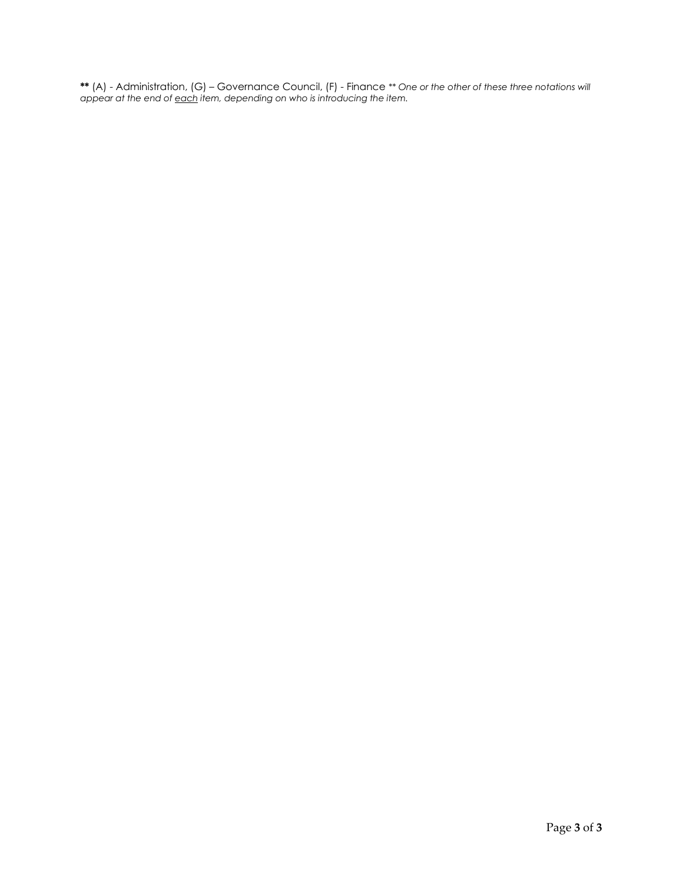**\*\*** (A) - Administration, (G) – Governance Council, (F) - Finance *\*\* One or the other of these three notations will appear at the end of <u>each</u> item, depending on who is introducing the item.*